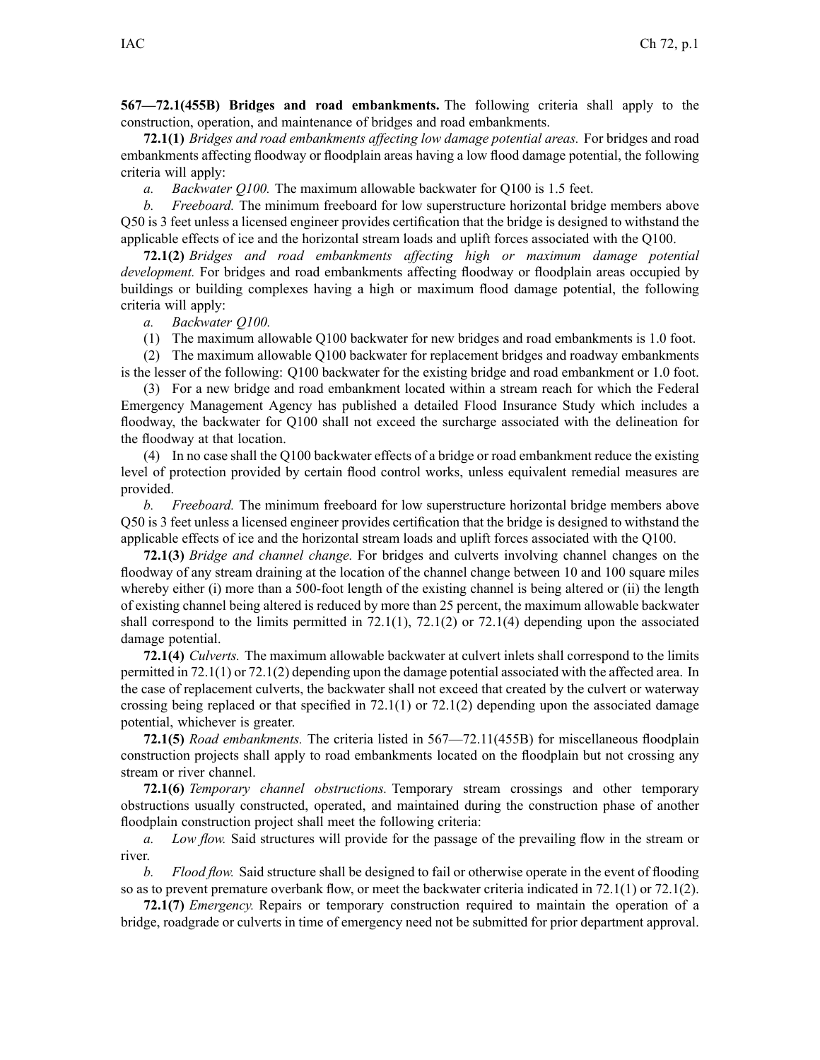**567—72.1(455B) Bridges and road embankments.** The following criteria shall apply to the construction, operation, and maintenance of bridges and road embankments.

**72.1(1)** *Bridges and road embankments affecting low damage potential areas.* For bridges and road embankments affecting floodway or floodplain areas having a low flood damage potential, the following criteria will apply:

*a. Backwater Q100.* The maximum allowable backwater for Q100 is 1.5 feet.

*b. Freeboard.* The minimum freeboard for low superstructure horizontal bridge members above Q50 is 3 feet unless a licensed engineer provides certification that the bridge is designed to withstand the applicable effects of ice and the horizontal stream loads and uplift forces associated with the Q100.

**72.1(2)** *Bridges and road embankments affecting high or maximum damage potential development.* For bridges and road embankments affecting floodway or floodplain areas occupied by buildings or building complexes having a high or maximum flood damage potential, the following criteria will apply:

*a. Backwater Q100.*

(1) The maximum allowable Q100 backwater for new bridges and road embankments is 1.0 foot.

(2) The maximum allowable Q100 backwater for replacement bridges and roadway embankments is the lesser of the following: Q100 backwater for the existing bridge and road embankment or 1.0 foot.

(3) For a new bridge and road embankment located within a stream reach for which the Federal Emergency Management Agency has published a detailed Flood Insurance Study which includes a floodway, the backwater for Q100 shall not exceed the surcharge associated with the delineation for the floodway at that location.

(4) In no case shall the Q100 backwater effects of a bridge or road embankment reduce the existing level of protection provided by certain flood control works, unless equivalent remedial measures are provided.

*b. Freeboard.* The minimum freeboard for low superstructure horizontal bridge members above Q50 is 3 feet unless a licensed engineer provides certification that the bridge is designed to withstand the applicable effects of ice and the horizontal stream loads and uplift forces associated with the Q100.

**72.1(3)** *Bridge and channel change.* For bridges and culverts involving channel changes on the floodway of any stream draining at the location of the channel change between 10 and 100 square miles whereby either (i) more than a 500-foot length of the existing channel is being altered or (ii) the length of existing channel being altered is reduced by more than 25 percent, the maximum allowable backwater shall correspond to the limits permitted in 72.1(1), 72.1(2) or 72.1(4) depending upon the associated damage potential.

**72.1(4)** *Culverts.* The maximum allowable backwater at culvert inlets shall correspond to the limits permitted in 72.1(1) or 72.1(2) depending upon the damage potential associated with the affected area. In the case of replacement culverts, the backwater shall not exceed that created by the culvert or waterway crossing being replaced or that specified in 72.1(1) or 72.1(2) depending upon the associated damage potential, whichever is greater.

**72.1(5)** *Road embankments.* The criteria listed in 567—72.11(455B) for miscellaneous floodplain construction projects shall apply to road embankments located on the floodplain but not crossing any stream or river channel.

**72.1(6)** *Temporary channel obstructions.* Temporary stream crossings and other temporary obstructions usually constructed, operated, and maintained during the construction phase of another floodplain construction project shall meet the following criteria:

*a. Low flow.* Said structures will provide for the passage of the prevailing flow in the stream or river.

*b. Flood flow.* Said structure shall be designed to fail or otherwise operate in the event of flooding so as to prevent premature overbank flow, or meet the backwater criteria indicated in 72.1(1) or 72.1(2).

**72.1(7)** *Emergency.* Repairs or temporary construction required to maintain the operation of a bridge, roadgrade or culverts in time of emergency need not be submitted for prior department approval.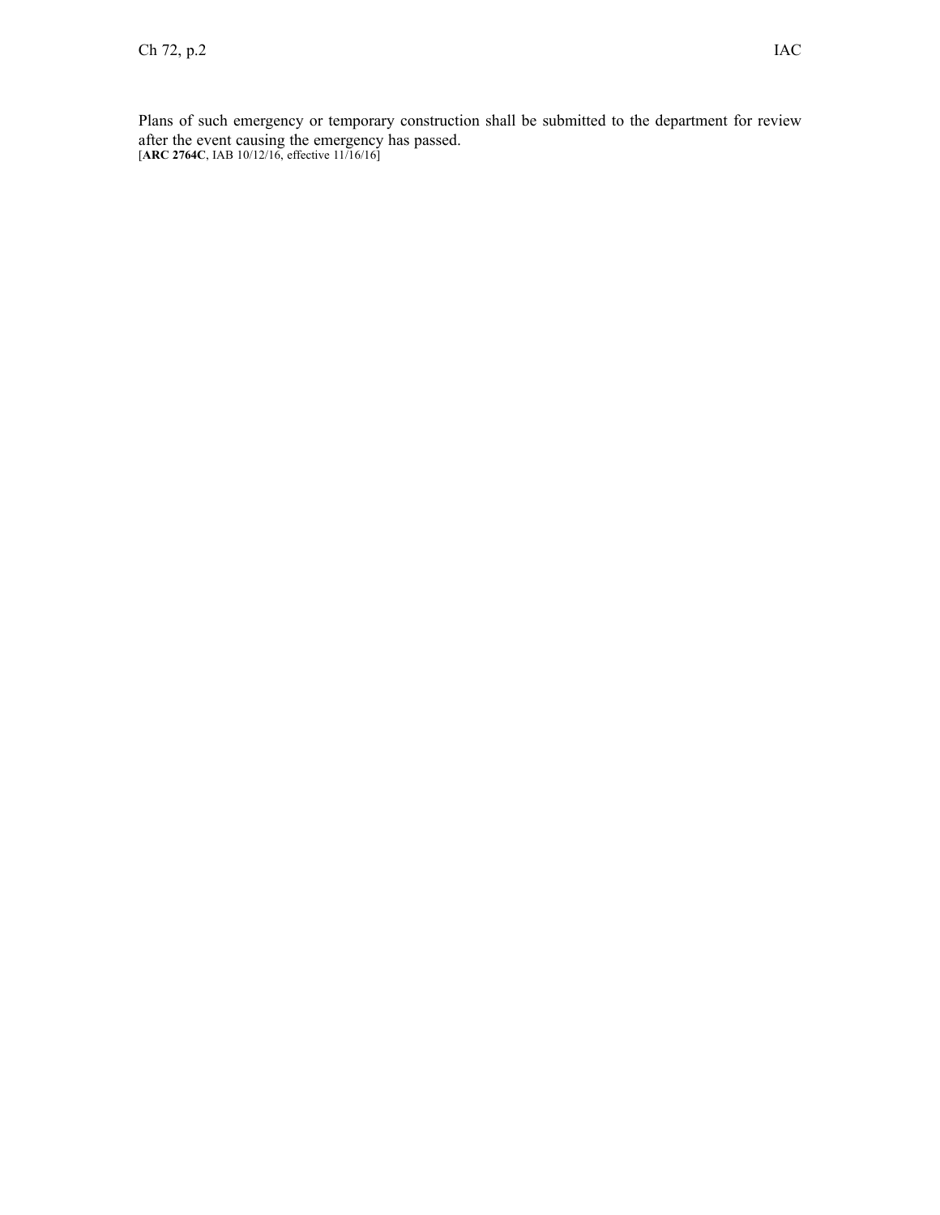Plans of such emergency or temporary construction shall be submitted to the department for review after the event causing the emergency has passed.
[**ARC 2764C**, IAB 10/12/16, effective 11/16/16]